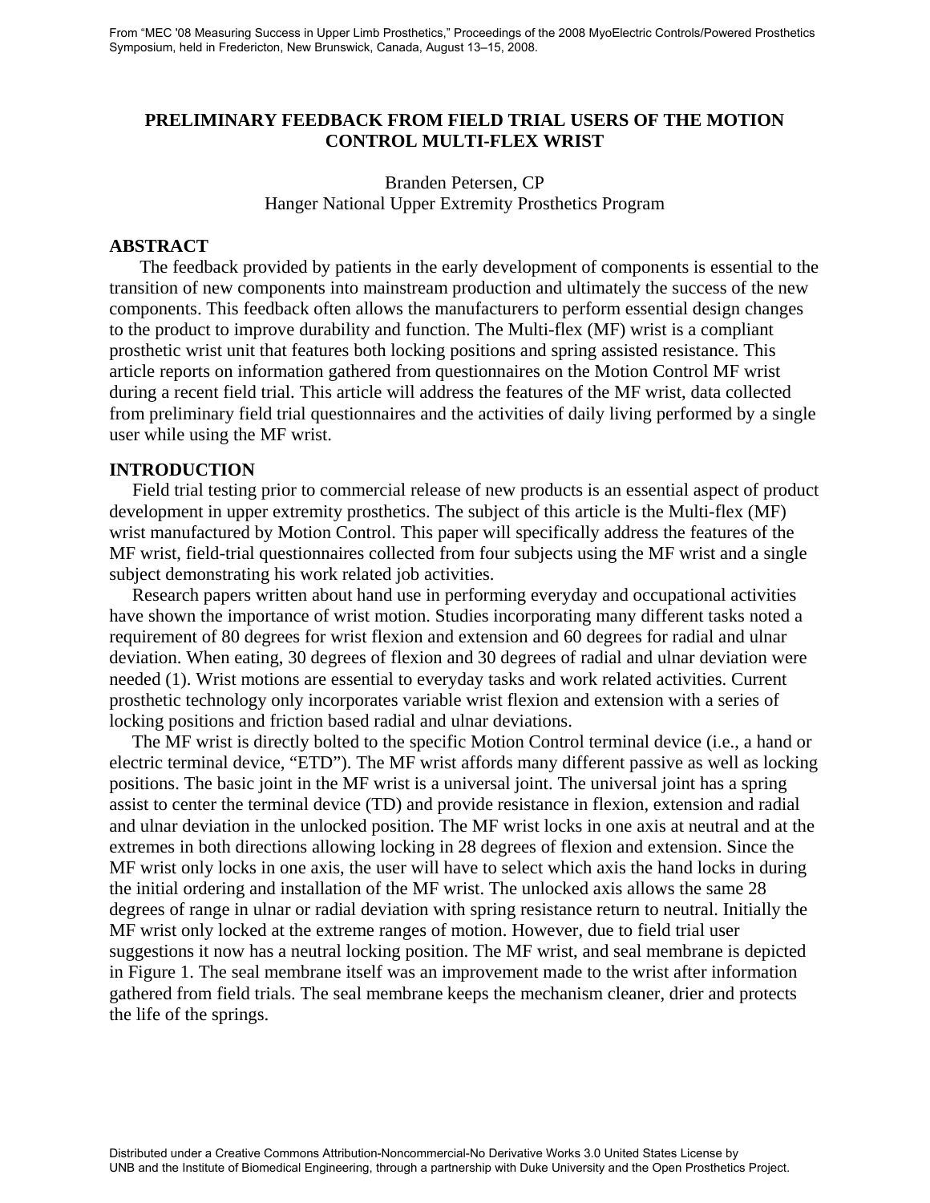From "MEC '08 Measuring Success in Upper Limb Prosthetics," Proceedings of the 2008 MyoElectric Controls/Powered Prosthetics Symposium, held in Fredericton, New Brunswick, Canada, August 13–15, 2008.

# PRELIMINARY FEEDBACK FROM FIELD TRIAL USERS OF THE MOTION CONTROL MULTI-FLEX WRIST

Branden Petersen, CP
Hanger National Upper Extremity Prosthetics Program

## ABSTRACT

The feedback provided by patients in the early development of components is essential to the transition of new components into mainstream production and ultimately the success of the new components. This feedback often allows the manufacturers to perform essential design changes to the product to improve durability and function. The Multi-flex (MF) wrist is a compliant prosthetic wrist unit that features both locking positions and spring assisted resistance. This article reports on information gathered from questionnaires on the Motion Control MF wrist during a recent field trial. This article will address the features of the MF wrist, data collected from preliminary field trial questionnaires and the activities of daily living performed by a single user while using the MF wrist.

## INTRODUCTION

Field trial testing prior to commercial release of new products is an essential aspect of product development in upper extremity prosthetics. The subject of this article is the Multi-flex (MF) wrist manufactured by Motion Control. This paper will specifically address the features of the MF wrist, field-trial questionnaires collected from four subjects using the MF wrist and a single subject demonstrating his work related job activities.

Research papers written about hand use in performing everyday and occupational activities have shown the importance of wrist motion. Studies incorporating many different tasks noted a requirement of 80 degrees for wrist flexion and extension and 60 degrees for radial and ulnar deviation. When eating, 30 degrees of flexion and 30 degrees of radial and ulnar deviation were needed (1). Wrist motions are essential to everyday tasks and work related activities. Current prosthetic technology only incorporates variable wrist flexion and extension with a series of locking positions and friction based radial and ulnar deviations.

The MF wrist is directly bolted to the specific Motion Control terminal device (i.e., a hand or electric terminal device, "ETD"). The MF wrist affords many different passive as well as locking positions. The basic joint in the MF wrist is a universal joint. The universal joint has a spring assist to center the terminal device (TD) and provide resistance in flexion, extension and radial and ulnar deviation in the unlocked position. The MF wrist locks in one axis at neutral and at the extremes in both directions allowing locking in 28 degrees of flexion and extension. Since the MF wrist only locks in one axis, the user will have to select which axis the hand locks in during the initial ordering and installation of the MF wrist. The unlocked axis allows the same 28 degrees of range in ulnar or radial deviation with spring resistance return to neutral. Initially the MF wrist only locked at the extreme ranges of motion. However, due to field trial user suggestions it now has a neutral locking position. The MF wrist, and seal membrane is depicted in Figure 1. The seal membrane itself was an improvement made to the wrist after information gathered from field trials. The seal membrane keeps the mechanism cleaner, drier and protects the life of the springs.

Distributed under a Creative Commons Attribution-Noncommercial-No Derivative Works 3.0 United States License by UNB and the Institute of Biomedical Engineering, through a partnership with Duke University and the Open Prosthetics Project.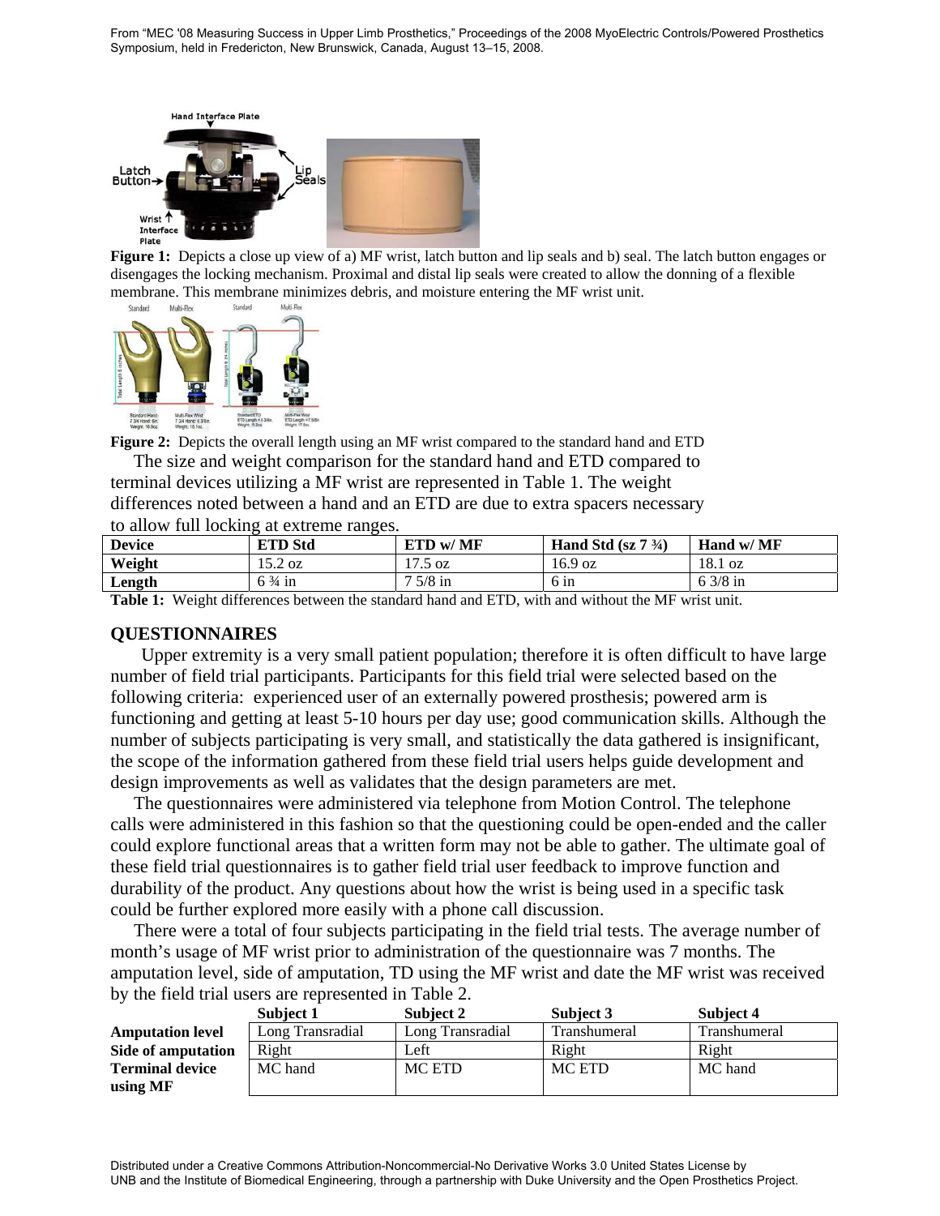**Figure 1:** Depicts a close up view of a) MF wrist, latch button and lip seals and b) seal. The latch button engages or disengages the locking mechanism. Proximal and distal lip seals were created to allow the donning of a flexible membrane. This membrane minimizes debris, and moisture entering the MF wrist unit.

**Figure 2:** Depicts the overall length using an MF wrist compared to the standard hand and ETD

The size and weight comparison for the standard hand and ETD compared to terminal devices utilizing a MF wrist are represented in Table 1. The weight differences noted between a hand and an ETD are due to extra spacers necessary to allow full locking at extreme ranges.

| Device | ETD Std | ETD w/ MF | Hand Std (sz 7 ¾) | Hand w/ MF |
|---|---|---|---|---|
| Weight | 15.2 oz | 17.5 oz | 16.9 oz | 18.1 oz |
| Length | 6 ¾ in | 7 5/8 in | 6 in | 6 3/8 in |

**Table 1:** Weight differences between the standard hand and ETD, with and without the MF wrist unit.

## QUESTIONNAIRES

Upper extremity is a very small patient population; therefore it is often difficult to have large number of field trial participants. Participants for this field trial were selected based on the following criteria: experienced user of an externally powered prosthesis; powered arm is functioning and getting at least 5-10 hours per day use; good communication skills. Although the number of subjects participating is very small, and statistically the data gathered is insignificant, the scope of the information gathered from these field trial users helps guide development and design improvements as well as validates that the design parameters are met.

The questionnaires were administered via telephone from Motion Control. The telephone calls were administered in this fashion so that the questioning could be open-ended and the caller could explore functional areas that a written form may not be able to gather. The ultimate goal of these field trial questionnaires is to gather field trial user feedback to improve function and durability of the product. Any questions about how the wrist is being used in a specific task could be further explored more easily with a phone call discussion.

There were a total of four subjects participating in the field trial tests. The average number of month's usage of MF wrist prior to administration of the questionnaire was 7 months. The amputation level, side of amputation, TD using the MF wrist and date the MF wrist was received by the field trial users are represented in Table 2.

| | Subject 1 | Subject 2 | Subject 3 | Subject 4 |
|---|---|---|---|---|
| **Amputation level** | Long Transradial | Long Transradial | Transhumeral | Transhumeral |
| **Side of amputation** | Right | Left | Right | Right |
| **Terminal device using MF** | MC hand | MC ETD | MC ETD | MC hand |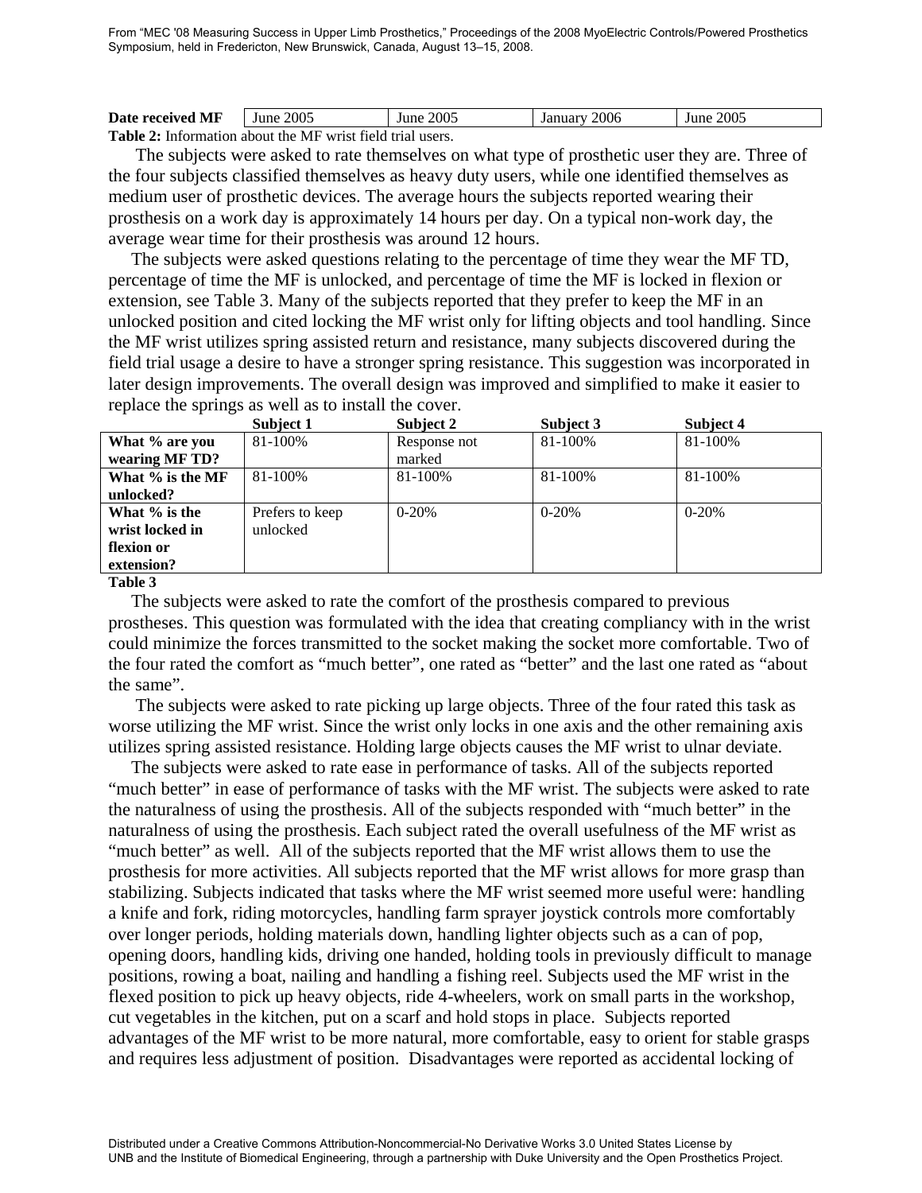| Date received MF | June 2005 | June 2005 | January 2006 | June 2005 |
|---|---|---|---|---|

**Table 2:** Information about the MF wrist field trial users.

The subjects were asked to rate themselves on what type of prosthetic user they are. Three of the four subjects classified themselves as heavy duty users, while one identified themselves as medium user of prosthetic devices. The average hours the subjects reported wearing their prosthesis on a work day is approximately 14 hours per day. On a typical non-work day, the average wear time for their prosthesis was around 12 hours.

The subjects were asked questions relating to the percentage of time they wear the MF TD, percentage of time the MF is unlocked, and percentage of time the MF is locked in flexion or extension, see Table 3. Many of the subjects reported that they prefer to keep the MF in an unlocked position and cited locking the MF wrist only for lifting objects and tool handling. Since the MF wrist utilizes spring assisted return and resistance, many subjects discovered during the field trial usage a desire to have a stronger spring resistance. This suggestion was incorporated in later design improvements. The overall design was improved and simplified to make it easier to replace the springs as well as to install the cover.

| | Subject 1 | Subject 2 | Subject 3 | Subject 4 |
|---|---|---|---|---|
| **What % are you wearing MF TD?** | 81-100% | Response not marked | 81-100% | 81-100% |
| **What % is the MF unlocked?** | 81-100% | 81-100% | 81-100% | 81-100% |
| **What % is the wrist locked in flexion or extension?** | Prefers to keep unlocked | 0-20% | 0-20% | 0-20% |

**Table 3**

The subjects were asked to rate the comfort of the prosthesis compared to previous prostheses. This question was formulated with the idea that creating compliancy with in the wrist could minimize the forces transmitted to the socket making the socket more comfortable. Two of the four rated the comfort as "much better", one rated as "better" and the last one rated as "about the same".

The subjects were asked to rate picking up large objects. Three of the four rated this task as worse utilizing the MF wrist. Since the wrist only locks in one axis and the other remaining axis utilizes spring assisted resistance. Holding large objects causes the MF wrist to ulnar deviate.

The subjects were asked to rate ease in performance of tasks. All of the subjects reported "much better" in ease of performance of tasks with the MF wrist. The subjects were asked to rate the naturalness of using the prosthesis. All of the subjects responded with "much better" in the naturalness of using the prosthesis. Each subject rated the overall usefulness of the MF wrist as "much better" as well. All of the subjects reported that the MF wrist allows them to use the prosthesis for more activities. All subjects reported that the MF wrist allows for more grasp than stabilizing. Subjects indicated that tasks where the MF wrist seemed more useful were: handling a knife and fork, riding motorcycles, handling farm sprayer joystick controls more comfortably over longer periods, holding materials down, handling lighter objects such as a can of pop, opening doors, handling kids, driving one handed, holding tools in previously difficult to manage positions, rowing a boat, nailing and handling a fishing reel. Subjects used the MF wrist in the flexed position to pick up heavy objects, ride 4-wheelers, work on small parts in the workshop, cut vegetables in the kitchen, put on a scarf and hold stops in place. Subjects reported advantages of the MF wrist to be more natural, more comfortable, easy to orient for stable grasps and requires less adjustment of position. Disadvantages were reported as accidental locking of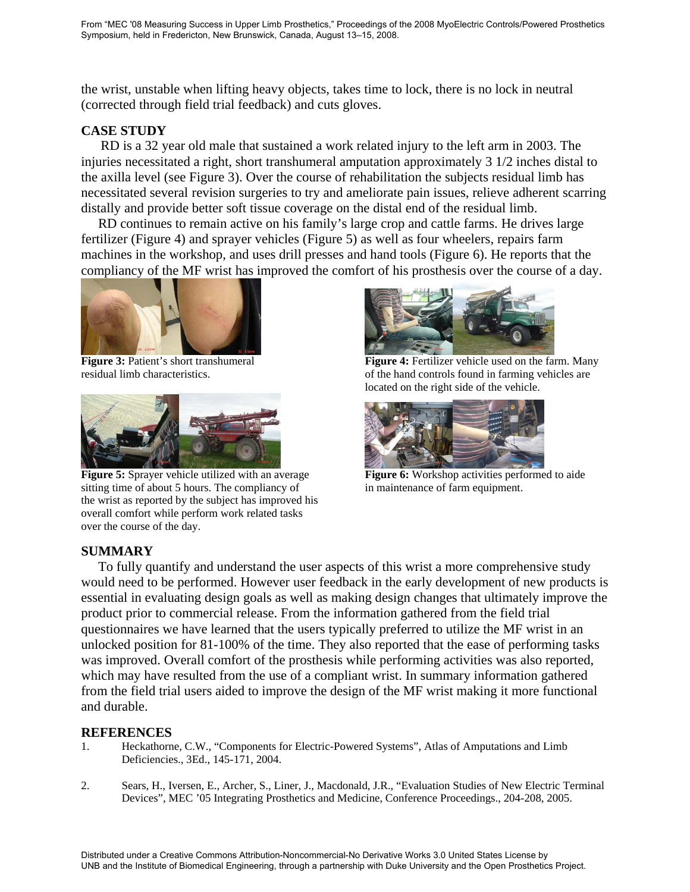the wrist, unstable when lifting heavy objects, takes time to lock, there is no lock in neutral (corrected through field trial feedback) and cuts gloves.

## CASE STUDY

RD is a 32 year old male that sustained a work related injury to the left arm in 2003. The injuries necessitated a right, short transhumeral amputation approximately 3 1/2 inches distal to the axilla level (see Figure 3). Over the course of rehabilitation the subjects residual limb has necessitated several revision surgeries to try and ameliorate pain issues, relieve adherent scarring distally and provide better soft tissue coverage on the distal end of the residual limb.

RD continues to remain active on his family's large crop and cattle farms. He drives large fertilizer (Figure 4) and sprayer vehicles (Figure 5) as well as four wheelers, repairs farm machines in the workshop, and uses drill presses and hand tools (Figure 6). He reports that the compliancy of the MF wrist has improved the comfort of his prosthesis over the course of a day.

**Figure 3:** Patient's short transhumeral residual limb characteristics.

**Figure 4:** Fertilizer vehicle used on the farm. Many of the hand controls found in farming vehicles are located on the right side of the vehicle.

**Figure 5:** Sprayer vehicle utilized with an average sitting time of about 5 hours. The compliancy of the wrist as reported by the subject has improved his overall comfort while perform work related tasks over the course of the day.

**Figure 6:** Workshop activities performed to aide in maintenance of farm equipment.

## SUMMARY

To fully quantify and understand the user aspects of this wrist a more comprehensive study would need to be performed. However user feedback in the early development of new products is essential in evaluating design goals as well as making design changes that ultimately improve the product prior to commercial release. From the information gathered from the field trial questionnaires we have learned that the users typically preferred to utilize the MF wrist in an unlocked position for 81-100% of the time. They also reported that the ease of performing tasks was improved. Overall comfort of the prosthesis while performing activities was also reported, which may have resulted from the use of a compliant wrist. In summary information gathered from the field trial users aided to improve the design of the MF wrist making it more functional and durable.

## REFERENCES

1. Heckathorne, C.W., "Components for Electric-Powered Systems", Atlas of Amputations and Limb Deficiencies., 3Ed., 145-171, 2004.

2. Sears, H., Iversen, E., Archer, S., Liner, J., Macdonald, J.R., "Evaluation Studies of New Electric Terminal Devices", MEC '05 Integrating Prosthetics and Medicine, Conference Proceedings., 204-208, 2005.